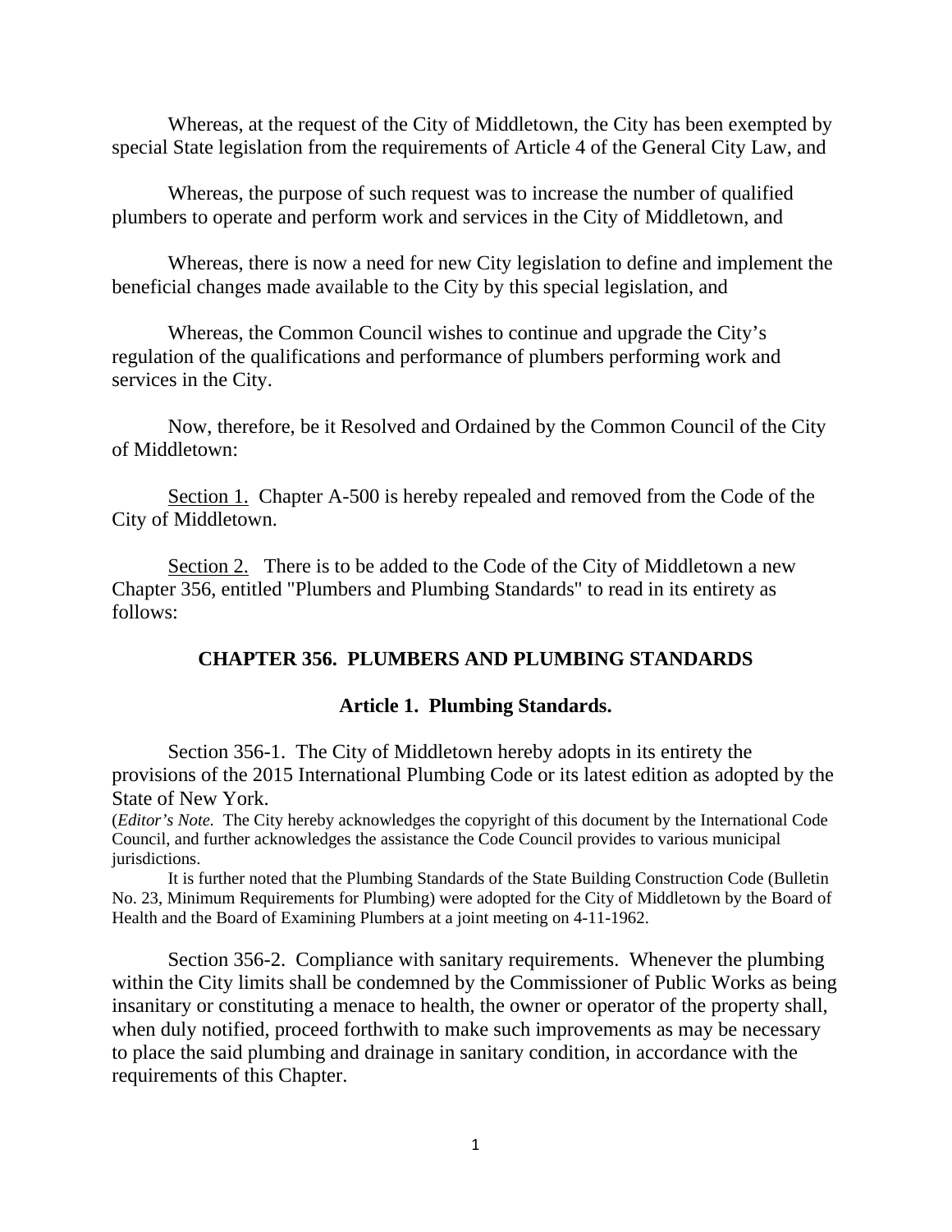Whereas, at the request of the City of Middletown, the City has been exempted by special State legislation from the requirements of Article 4 of the General City Law, and

Whereas, the purpose of such request was to increase the number of qualified plumbers to operate and perform work and services in the City of Middletown, and

Whereas, there is now a need for new City legislation to define and implement the beneficial changes made available to the City by this special legislation, and

Whereas, the Common Council wishes to continue and upgrade the City's regulation of the qualifications and performance of plumbers performing work and services in the City.

Now, therefore, be it Resolved and Ordained by the Common Council of the City of Middletown:

Section 1. Chapter A-500 is hereby repealed and removed from the Code of the City of Middletown.

Section 2. There is to be added to the Code of the City of Middletown a new Chapter 356, entitled "Plumbers and Plumbing Standards" to read in its entirety as follows:

## CHAPTER 356. PLUMBERS AND PLUMBING STANDARDS

### Article 1. Plumbing Standards.

Section 356-1. The City of Middletown hereby adopts in its entirety the provisions of the 2015 International Plumbing Code or its latest edition as adopted by the State of New York.

(*Editor's Note.* The City hereby acknowledges the copyright of this document by the International Code Council, and further acknowledges the assistance the Code Council provides to various municipal jurisdictions.

It is further noted that the Plumbing Standards of the State Building Construction Code (Bulletin No. 23, Minimum Requirements for Plumbing) were adopted for the City of Middletown by the Board of Health and the Board of Examining Plumbers at a joint meeting on 4-11-1962.

Section 356-2. Compliance with sanitary requirements. Whenever the plumbing within the City limits shall be condemned by the Commissioner of Public Works as being insanitary or constituting a menace to health, the owner or operator of the property shall, when duly notified, proceed forthwith to make such improvements as may be necessary to place the said plumbing and drainage in sanitary condition, in accordance with the requirements of this Chapter.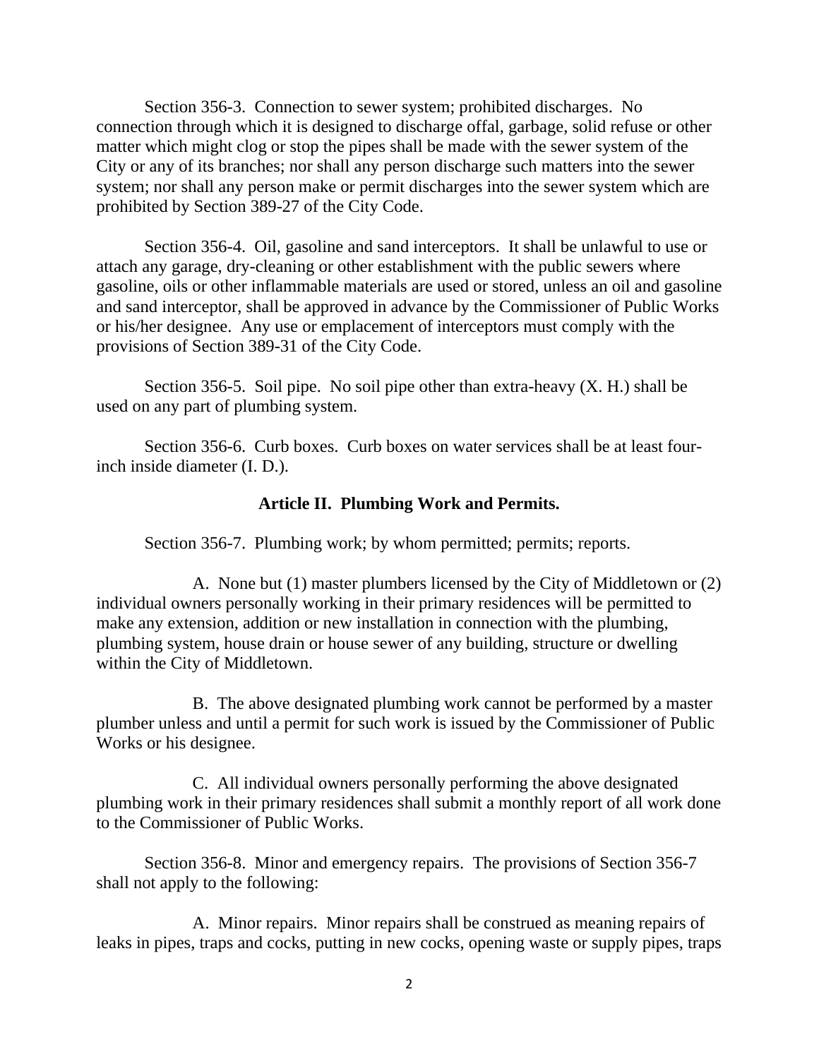Section 356-3. Connection to sewer system; prohibited discharges. No connection through which it is designed to discharge offal, garbage, solid refuse or other matter which might clog or stop the pipes shall be made with the sewer system of the City or any of its branches; nor shall any person discharge such matters into the sewer system; nor shall any person make or permit discharges into the sewer system which are prohibited by Section 389-27 of the City Code.

Section 356-4. Oil, gasoline and sand interceptors. It shall be unlawful to use or attach any garage, dry-cleaning or other establishment with the public sewers where gasoline, oils or other inflammable materials are used or stored, unless an oil and gasoline and sand interceptor, shall be approved in advance by the Commissioner of Public Works or his/her designee. Any use or emplacement of interceptors must comply with the provisions of Section 389-31 of the City Code.

Section 356-5. Soil pipe. No soil pipe other than extra-heavy (X. H.) shall be used on any part of plumbing system.

Section 356-6. Curb boxes. Curb boxes on water services shall be at least four-inch inside diameter (I. D.).

## Article II. Plumbing Work and Permits.

Section 356-7. Plumbing work; by whom permitted; permits; reports.

A. None but (1) master plumbers licensed by the City of Middletown or (2) individual owners personally working in their primary residences will be permitted to make any extension, addition or new installation in connection with the plumbing, plumbing system, house drain or house sewer of any building, structure or dwelling within the City of Middletown.

B. The above designated plumbing work cannot be performed by a master plumber unless and until a permit for such work is issued by the Commissioner of Public Works or his designee.

C. All individual owners personally performing the above designated plumbing work in their primary residences shall submit a monthly report of all work done to the Commissioner of Public Works.

Section 356-8. Minor and emergency repairs. The provisions of Section 356-7 shall not apply to the following:

A. Minor repairs. Minor repairs shall be construed as meaning repairs of leaks in pipes, traps and cocks, putting in new cocks, opening waste or supply pipes, traps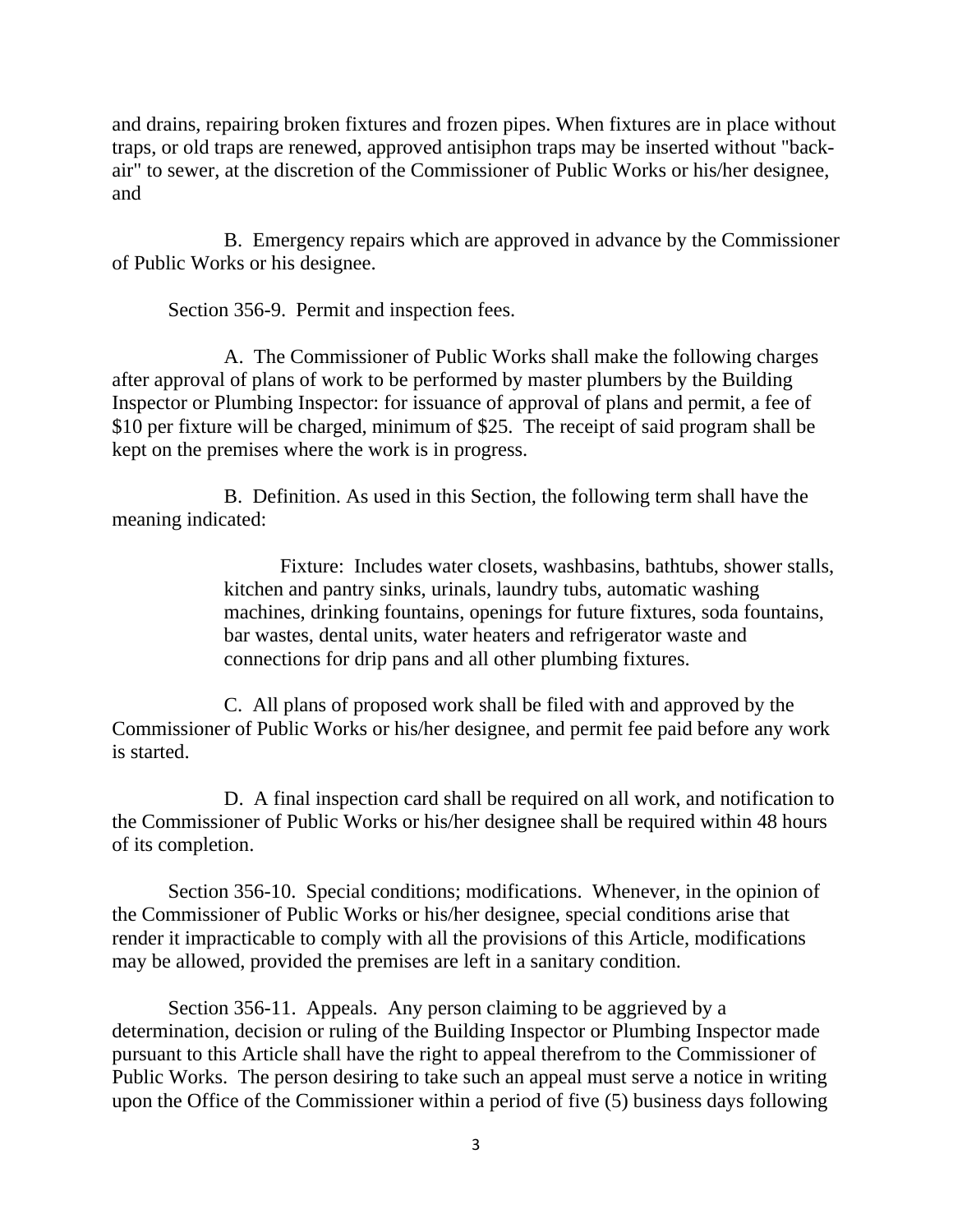and drains, repairing broken fixtures and frozen pipes. When fixtures are in place without traps, or old traps are renewed, approved antisiphon traps may be inserted without "back-air" to sewer, at the discretion of the Commissioner of Public Works or his/her designee, and

B. Emergency repairs which are approved in advance by the Commissioner of Public Works or his designee.

Section 356-9. Permit and inspection fees.

A. The Commissioner of Public Works shall make the following charges after approval of plans of work to be performed by master plumbers by the Building Inspector or Plumbing Inspector: for issuance of approval of plans and permit, a fee of $10 per fixture will be charged, minimum of $25. The receipt of said program shall be kept on the premises where the work is in progress.

B. Definition. As used in this Section, the following term shall have the meaning indicated:

> Fixture: Includes water closets, washbasins, bathtubs, shower stalls, kitchen and pantry sinks, urinals, laundry tubs, automatic washing machines, drinking fountains, openings for future fixtures, soda fountains, bar wastes, dental units, water heaters and refrigerator waste and connections for drip pans and all other plumbing fixtures.

C. All plans of proposed work shall be filed with and approved by the Commissioner of Public Works or his/her designee, and permit fee paid before any work is started.

D. A final inspection card shall be required on all work, and notification to the Commissioner of Public Works or his/her designee shall be required within 48 hours of its completion.

Section 356-10. Special conditions; modifications. Whenever, in the opinion of the Commissioner of Public Works or his/her designee, special conditions arise that render it impracticable to comply with all the provisions of this Article, modifications may be allowed, provided the premises are left in a sanitary condition.

Section 356-11. Appeals. Any person claiming to be aggrieved by a determination, decision or ruling of the Building Inspector or Plumbing Inspector made pursuant to this Article shall have the right to appeal therefrom to the Commissioner of Public Works. The person desiring to take such an appeal must serve a notice in writing upon the Office of the Commissioner within a period of five (5) business days following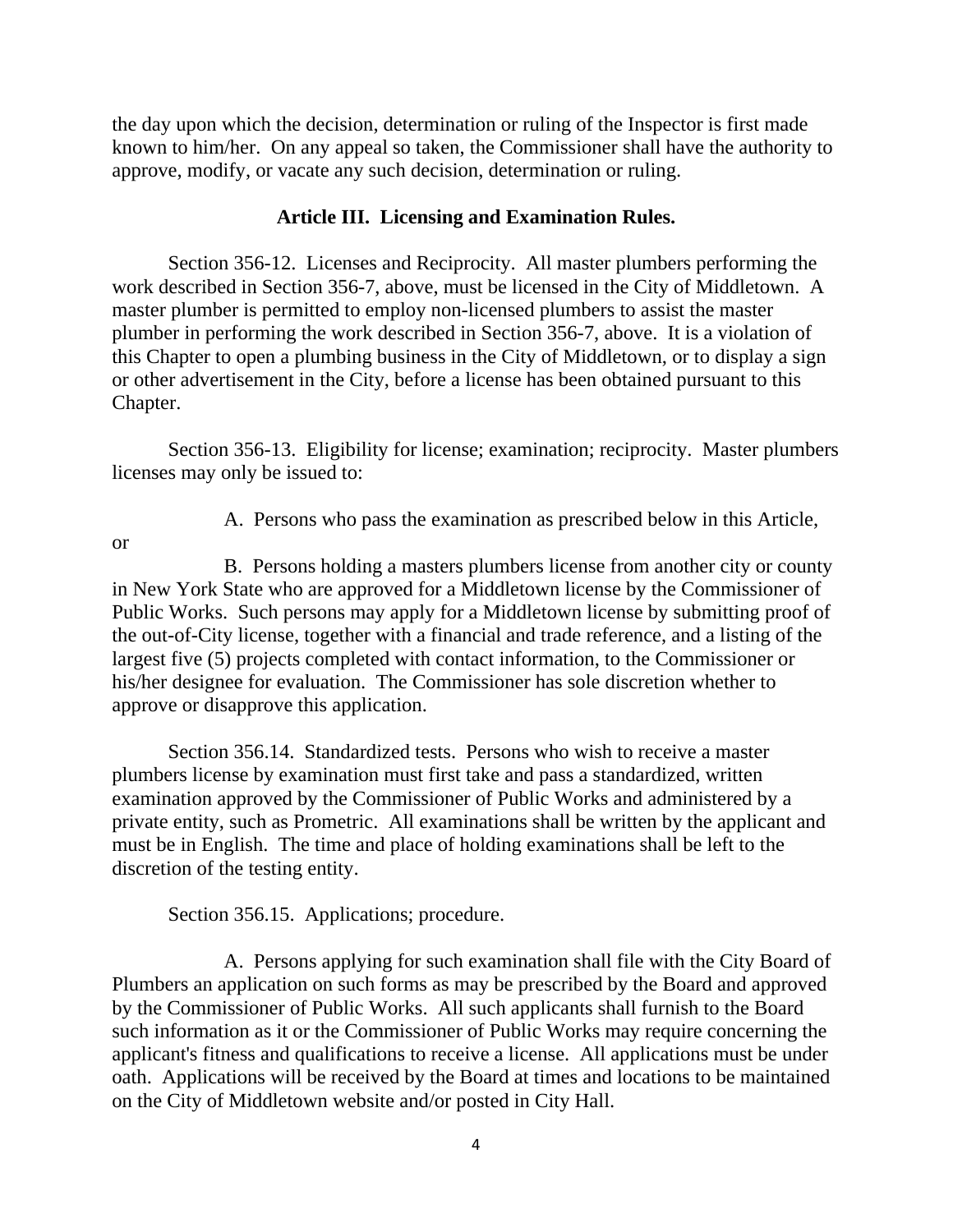the day upon which the decision, determination or ruling of the Inspector is first made known to him/her. On any appeal so taken, the Commissioner shall have the authority to approve, modify, or vacate any such decision, determination or ruling.

## Article III. Licensing and Examination Rules.

Section 356-12. Licenses and Reciprocity. All master plumbers performing the work described in Section 356-7, above, must be licensed in the City of Middletown. A master plumber is permitted to employ non-licensed plumbers to assist the master plumber in performing the work described in Section 356-7, above. It is a violation of this Chapter to open a plumbing business in the City of Middletown, or to display a sign or other advertisement in the City, before a license has been obtained pursuant to this Chapter.

Section 356-13. Eligibility for license; examination; reciprocity. Master plumbers licenses may only be issued to:

A. Persons who pass the examination as prescribed below in this Article, or

B. Persons holding a masters plumbers license from another city or county in New York State who are approved for a Middletown license by the Commissioner of Public Works. Such persons may apply for a Middletown license by submitting proof of the out-of-City license, together with a financial and trade reference, and a listing of the largest five (5) projects completed with contact information, to the Commissioner or his/her designee for evaluation. The Commissioner has sole discretion whether to approve or disapprove this application.

Section 356.14. Standardized tests. Persons who wish to receive a master plumbers license by examination must first take and pass a standardized, written examination approved by the Commissioner of Public Works and administered by a private entity, such as Prometric. All examinations shall be written by the applicant and must be in English. The time and place of holding examinations shall be left to the discretion of the testing entity.

Section 356.15. Applications; procedure.

A. Persons applying for such examination shall file with the City Board of Plumbers an application on such forms as may be prescribed by the Board and approved by the Commissioner of Public Works. All such applicants shall furnish to the Board such information as it or the Commissioner of Public Works may require concerning the applicant's fitness and qualifications to receive a license. All applications must be under oath. Applications will be received by the Board at times and locations to be maintained on the City of Middletown website and/or posted in City Hall.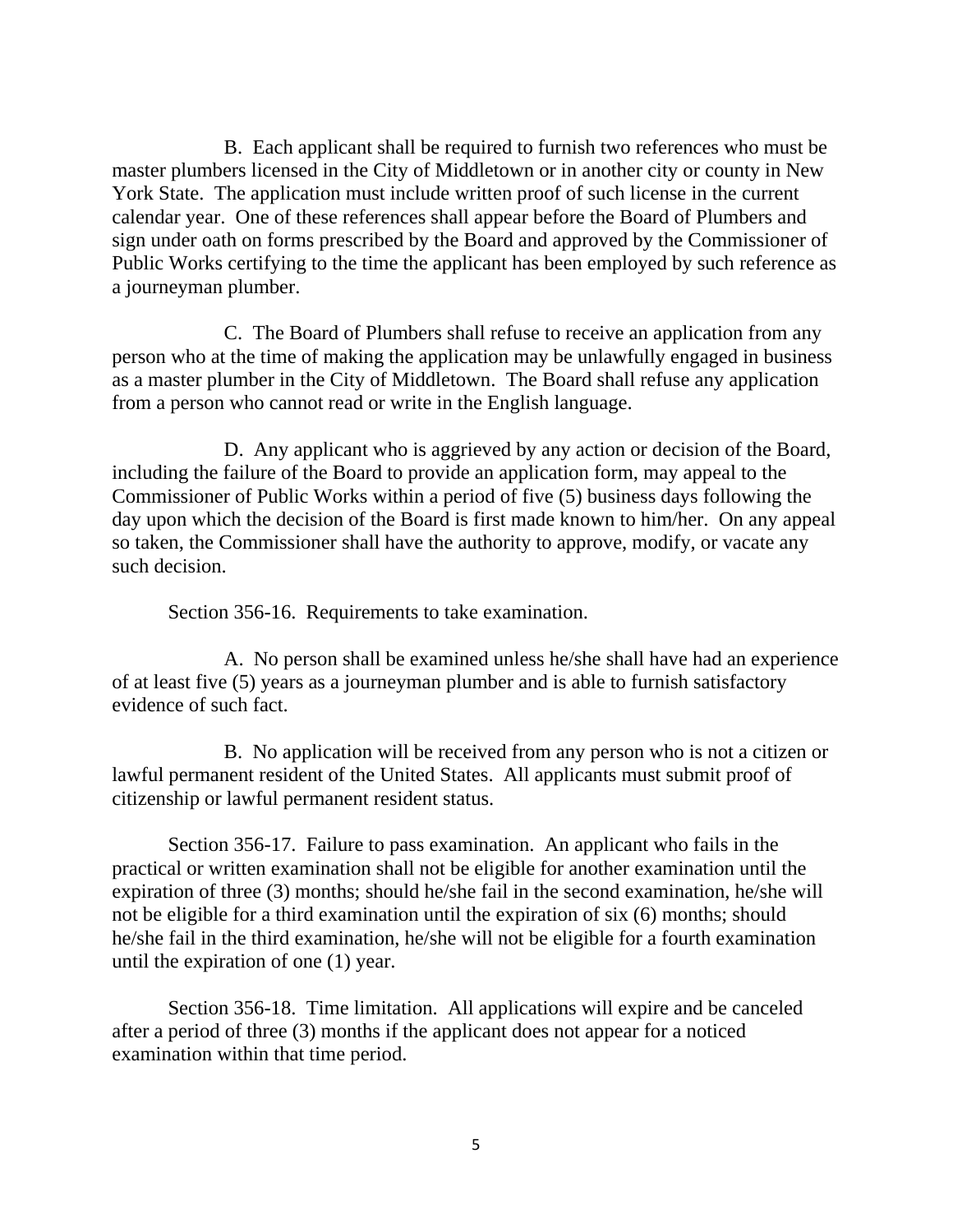B. Each applicant shall be required to furnish two references who must be master plumbers licensed in the City of Middletown or in another city or county in New York State. The application must include written proof of such license in the current calendar year. One of these references shall appear before the Board of Plumbers and sign under oath on forms prescribed by the Board and approved by the Commissioner of Public Works certifying to the time the applicant has been employed by such reference as a journeyman plumber.

C. The Board of Plumbers shall refuse to receive an application from any person who at the time of making the application may be unlawfully engaged in business as a master plumber in the City of Middletown. The Board shall refuse any application from a person who cannot read or write in the English language.

D. Any applicant who is aggrieved by any action or decision of the Board, including the failure of the Board to provide an application form, may appeal to the Commissioner of Public Works within a period of five (5) business days following the day upon which the decision of the Board is first made known to him/her. On any appeal so taken, the Commissioner shall have the authority to approve, modify, or vacate any such decision.

Section 356-16. Requirements to take examination.

A. No person shall be examined unless he/she shall have had an experience of at least five (5) years as a journeyman plumber and is able to furnish satisfactory evidence of such fact.

B. No application will be received from any person who is not a citizen or lawful permanent resident of the United States. All applicants must submit proof of citizenship or lawful permanent resident status.

Section 356-17. Failure to pass examination. An applicant who fails in the practical or written examination shall not be eligible for another examination until the expiration of three (3) months; should he/she fail in the second examination, he/she will not be eligible for a third examination until the expiration of six (6) months; should he/she fail in the third examination, he/she will not be eligible for a fourth examination until the expiration of one (1) year.

Section 356-18. Time limitation. All applications will expire and be canceled after a period of three (3) months if the applicant does not appear for a noticed examination within that time period.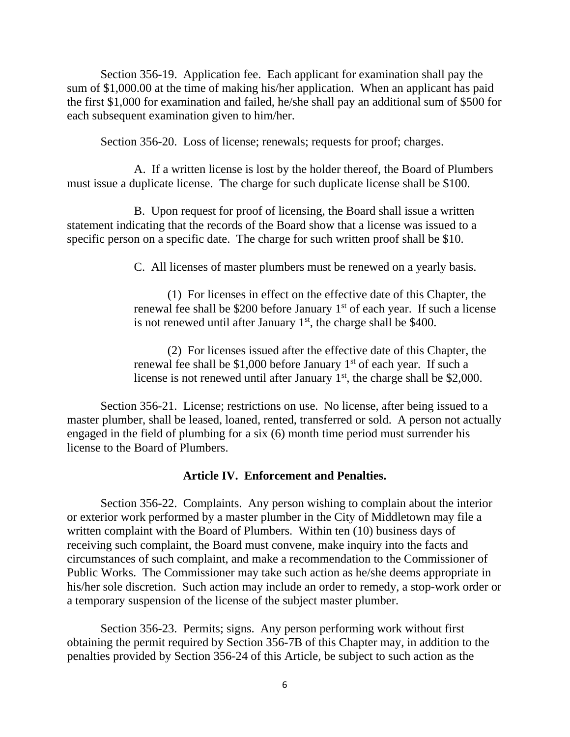Section 356-19. Application fee. Each applicant for examination shall pay the sum of $1,000.00 at the time of making his/her application. When an applicant has paid the first $1,000 for examination and failed, he/she shall pay an additional sum of $500 for each subsequent examination given to him/her.

Section 356-20. Loss of license; renewals; requests for proof; charges.

A. If a written license is lost by the holder thereof, the Board of Plumbers must issue a duplicate license. The charge for such duplicate license shall be $100.

B. Upon request for proof of licensing, the Board shall issue a written statement indicating that the records of the Board show that a license was issued to a specific person on a specific date. The charge for such written proof shall be $10.

C. All licenses of master plumbers must be renewed on a yearly basis.

(1) For licenses in effect on the effective date of this Chapter, the renewal fee shall be $200 before January 1st of each year. If such a license is not renewed until after January 1st, the charge shall be $400.

(2) For licenses issued after the effective date of this Chapter, the renewal fee shall be $1,000 before January 1st of each year. If such a license is not renewed until after January 1st, the charge shall be $2,000.

Section 356-21. License; restrictions on use. No license, after being issued to a master plumber, shall be leased, loaned, rented, transferred or sold. A person not actually engaged in the field of plumbing for a six (6) month time period must surrender his license to the Board of Plumbers.

## Article IV. Enforcement and Penalties.

Section 356-22. Complaints. Any person wishing to complain about the interior or exterior work performed by a master plumber in the City of Middletown may file a written complaint with the Board of Plumbers. Within ten (10) business days of receiving such complaint, the Board must convene, make inquiry into the facts and circumstances of such complaint, and make a recommendation to the Commissioner of Public Works. The Commissioner may take such action as he/she deems appropriate in his/her sole discretion. Such action may include an order to remedy, a stop-work order or a temporary suspension of the license of the subject master plumber.

Section 356-23. Permits; signs. Any person performing work without first obtaining the permit required by Section 356-7B of this Chapter may, in addition to the penalties provided by Section 356-24 of this Article, be subject to such action as the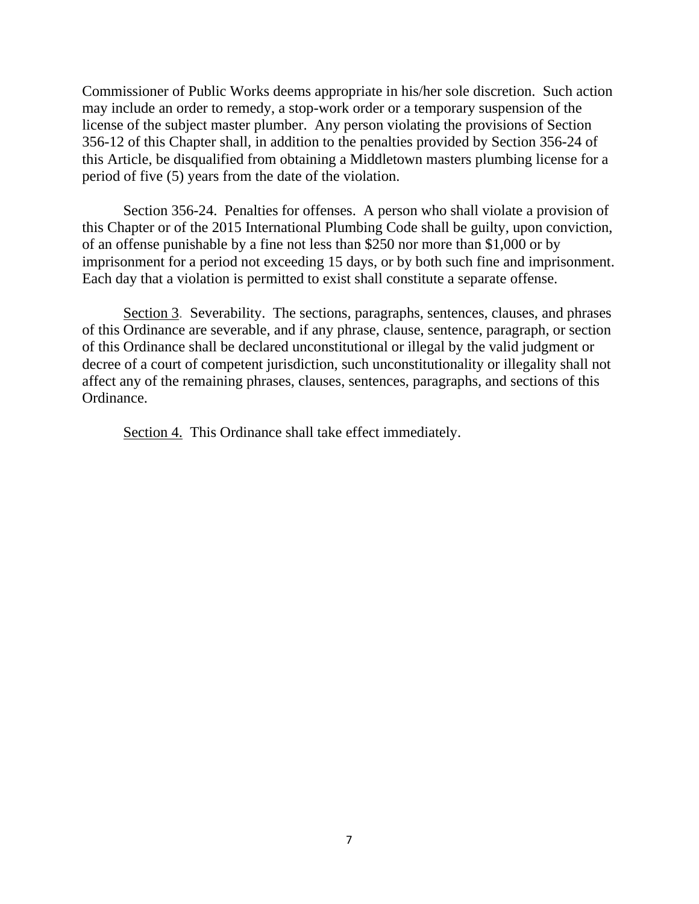Commissioner of Public Works deems appropriate in his/her sole discretion. Such action may include an order to remedy, a stop-work order or a temporary suspension of the license of the subject master plumber. Any person violating the provisions of Section 356-12 of this Chapter shall, in addition to the penalties provided by Section 356-24 of this Article, be disqualified from obtaining a Middletown masters plumbing license for a period of five (5) years from the date of the violation.

Section 356-24. Penalties for offenses. A person who shall violate a provision of this Chapter or of the 2015 International Plumbing Code shall be guilty, upon conviction, of an offense punishable by a fine not less than $250 nor more than $1,000 or by imprisonment for a period not exceeding 15 days, or by both such fine and imprisonment. Each day that a violation is permitted to exist shall constitute a separate offense.

<u>Section 3</u>. Severability. The sections, paragraphs, sentences, clauses, and phrases of this Ordinance are severable, and if any phrase, clause, sentence, paragraph, or section of this Ordinance shall be declared unconstitutional or illegal by the valid judgment or decree of a court of competent jurisdiction, such unconstitutionality or illegality shall not affect any of the remaining phrases, clauses, sentences, paragraphs, and sections of this Ordinance.

<u>Section 4.</u> This Ordinance shall take effect immediately.